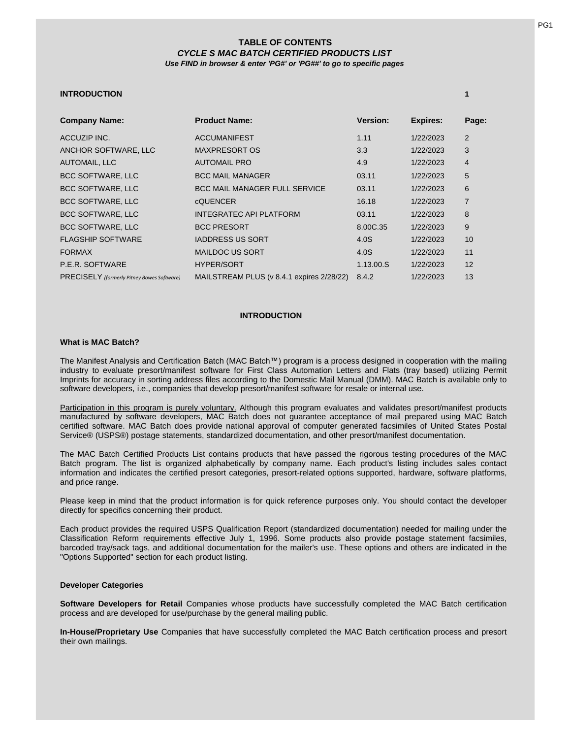# TABLE OF CONTENTS

## *CYCLE S MAC BATCH CERTIFIED PRODUCTS LIST*

***Use FIND in browser & enter 'PG#' or 'PG##' to go to specific pages***

**INTRODUCTION** **1**

| Company Name: | Product Name: | Version: | Expires: | Page: |
|---|---|---|---|---|
| ACCUZIP INC. | ACCUMANIFEST | 1.11 | 1/22/2023 | 2 |
| ANCHOR SOFTWARE, LLC | MAXPRESORT OS | 3.3 | 1/22/2023 | 3 |
| AUTOMAIL, LLC | AUTOMAIL PRO | 4.9 | 1/22/2023 | 4 |
| BCC SOFTWARE, LLC | BCC MAIL MANAGER | 03.11 | 1/22/2023 | 5 |
| BCC SOFTWARE, LLC | BCC MAIL MANAGER FULL SERVICE | 03.11 | 1/22/2023 | 6 |
| BCC SOFTWARE, LLC | cQUENCER | 16.18 | 1/22/2023 | 7 |
| BCC SOFTWARE, LLC | INTEGRATEC API PLATFORM | 03.11 | 1/22/2023 | 8 |
| BCC SOFTWARE, LLC | BCC PRESORT | 8.00C.35 | 1/22/2023 | 9 |
| FLAGSHIP SOFTWARE | IADDRESS US SORT | 4.0S | 1/22/2023 | 10 |
| FORMAX | MAILDOC US SORT | 4.0S | 1/22/2023 | 11 |
| P.E.R. SOFTWARE | HYPER/SORT | 1.13.00.S | 1/22/2023 | 12 |
| PRECISELY *(formerly Pitney Bowes Software)* | MAILSTREAM PLUS (v 8.4.1 expires 2/28/22) | 8.4.2 | 1/22/2023 | 13 |

## INTRODUCTION

### What is MAC Batch?

The Manifest Analysis and Certification Batch (MAC Batch™) program is a process designed in cooperation with the mailing industry to evaluate presort/manifest software for First Class Automation Letters and Flats (tray based) utilizing Permit Imprints for accuracy in sorting address files according to the Domestic Mail Manual (DMM). MAC Batch is available only to software developers, i.e., companies that develop presort/manifest software for resale or internal use.

Participation in this program is purely voluntary. Although this program evaluates and validates presort/manifest products manufactured by software developers, MAC Batch does not guarantee acceptance of mail prepared using MAC Batch certified software. MAC Batch does provide national approval of computer generated facsimiles of United States Postal Service® (USPS®) postage statements, standardized documentation, and other presort/manifest documentation.

The MAC Batch Certified Products List contains products that have passed the rigorous testing procedures of the MAC Batch program. The list is organized alphabetically by company name. Each product's listing includes sales contact information and indicates the certified presort categories, presort-related options supported, hardware, software platforms, and price range.

Please keep in mind that the product information is for quick reference purposes only. You should contact the developer directly for specifics concerning their product.

Each product provides the required USPS Qualification Report (standardized documentation) needed for mailing under the Classification Reform requirements effective July 1, 1996. Some products also provide postage statement facsimiles, barcoded tray/sack tags, and additional documentation for the mailer's use. These options and others are indicated in the "Options Supported" section for each product listing.

### Developer Categories

**Software Developers for Retail** Companies whose products have successfully completed the MAC Batch certification process and are developed for use/purchase by the general mailing public.

**In-House/Proprietary Use** Companies that have successfully completed the MAC Batch certification process and presort their own mailings.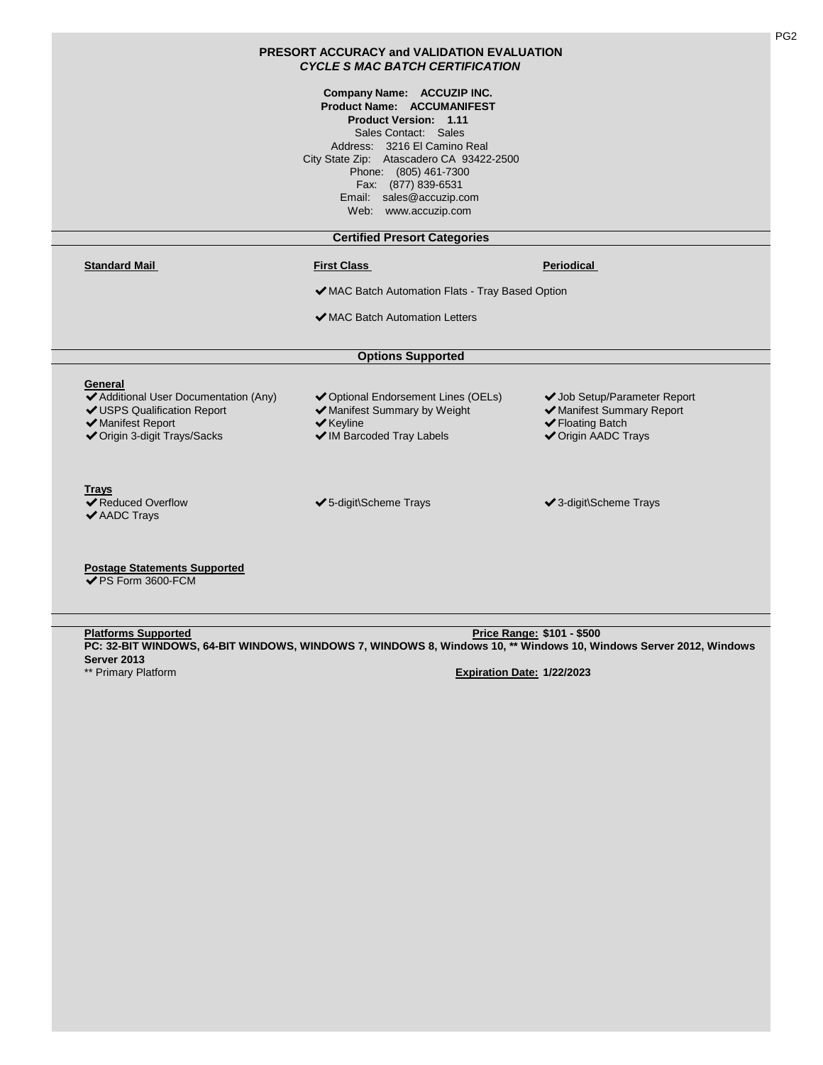# PRESORT ACCURACY and VALIDATION EVALUATION
## *CYCLE S MAC BATCH CERTIFICATION*

**Company Name: ACCUZIP INC.**
**Product Name: ACCUMANIFEST**
**Product Version: 1.11**
Sales Contact: Sales
Address: 3216 El Camino Real
City State Zip: Atascadero CA 93422-2500
Phone: (805) 461-7300
Fax: (877) 839-6531
Email: sales@accuzip.com
Web: www.accuzip.com

## Certified Presort Categories

**Standard Mail**

**First Class**

- ✔ MAC Batch Automation Flats - Tray Based Option
- ✔ MAC Batch Automation Letters

**Periodical**

## Options Supported

**General**

- ✔ Additional User Documentation (Any)
- ✔ USPS Qualification Report
- ✔ Manifest Report
- ✔ Origin 3-digit Trays/Sacks
- ✔ Optional Endorsement Lines (OELs)
- ✔ Manifest Summary by Weight
- ✔ Keyline
- ✔ IM Barcoded Tray Labels
- ✔ Job Setup/Parameter Report
- ✔ Manifest Summary Report
- ✔ Floating Batch
- ✔ Origin AADC Trays

**Trays**

- ✔ Reduced Overflow
- ✔ AADC Trays
- ✔ 5-digit\Scheme Trays
- ✔ 3-digit\Scheme Trays

**Postage Statements Supported**

- ✔ PS Form 3600-FCM

**Platforms Supported**

**PC: 32-BIT WINDOWS, 64-BIT WINDOWS, WINDOWS 7, WINDOWS 8, Windows 10, \*\* Windows 10, Windows Server 2012, Windows Server 2013**

\*\* Primary Platform

**Price Range: $101 - $500**

**Expiration Date: 1/22/2023**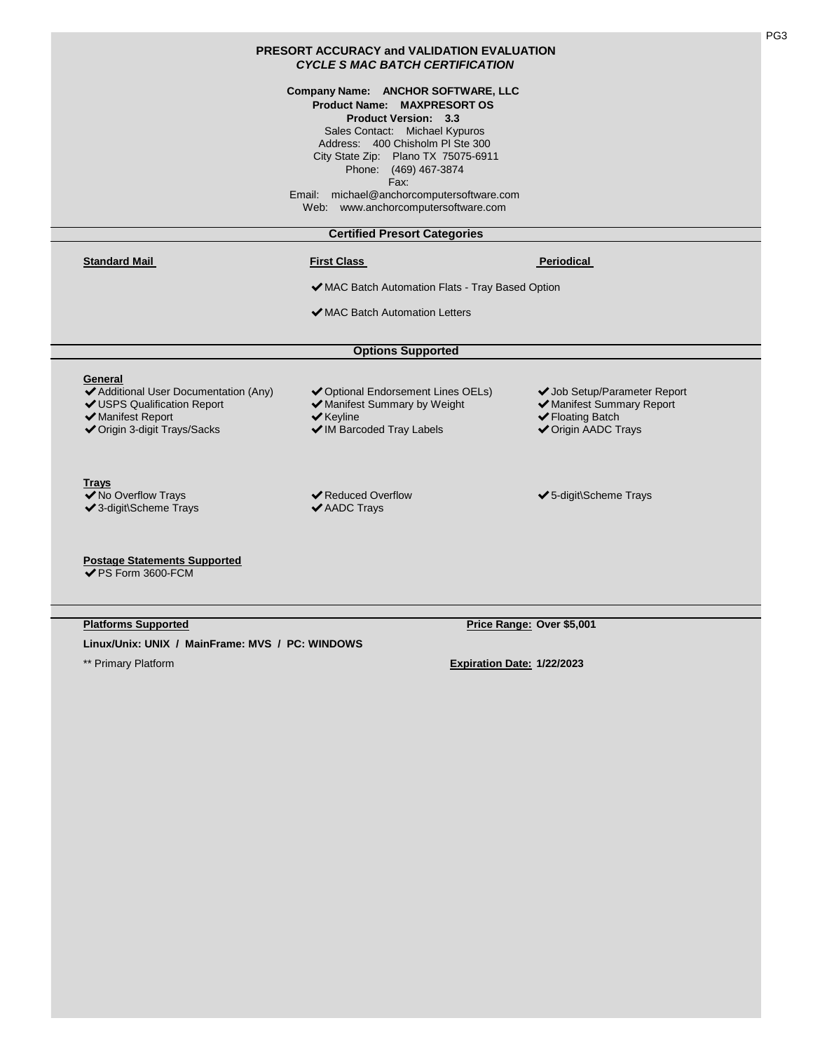## PRESORT ACCURACY and VALIDATION EVALUATION
### *CYCLE S MAC BATCH CERTIFICATION*

**Company Name: ANCHOR SOFTWARE, LLC**
**Product Name: MAXPRESORT OS**
**Product Version: 3.3**
Sales Contact: Michael Kypuros
Address: 400 Chisholm Pl Ste 300
City State Zip: Plano TX 75075-6911
Phone: (469) 467-3874
Fax:
Email: michael@anchorcomputersoftware.com
Web: www.anchorcomputersoftware.com

### Certified Presort Categories

**Standard Mail**

**First Class**

- ✔ MAC Batch Automation Flats - Tray Based Option
- ✔ MAC Batch Automation Letters

**Periodical**

### Options Supported

**General**

- ✔ Additional User Documentation (Any)
- ✔ USPS Qualification Report
- ✔ Manifest Report
- ✔ Origin 3-digit Trays/Sacks
- ✔ Optional Endorsement Lines OELs)
- ✔ Manifest Summary by Weight
- ✔ Keyline
- ✔ IM Barcoded Tray Labels
- ✔ Job Setup/Parameter Report
- ✔ Manifest Summary Report
- ✔ Floating Batch
- ✔ Origin AADC Trays

**Trays**

- ✔ No Overflow Trays
- ✔ 3-digit\Scheme Trays
- ✔ Reduced Overflow
- ✔ AADC Trays
- ✔ 5-digit\Scheme Trays

**Postage Statements Supported**

- ✔ PS Form 3600-FCM

**Platforms Supported**

**Linux/Unix: UNIX / MainFrame: MVS / PC: WINDOWS**

** Primary Platform

**Price Range: Over $5,001**

**Expiration Date: 1/22/2023**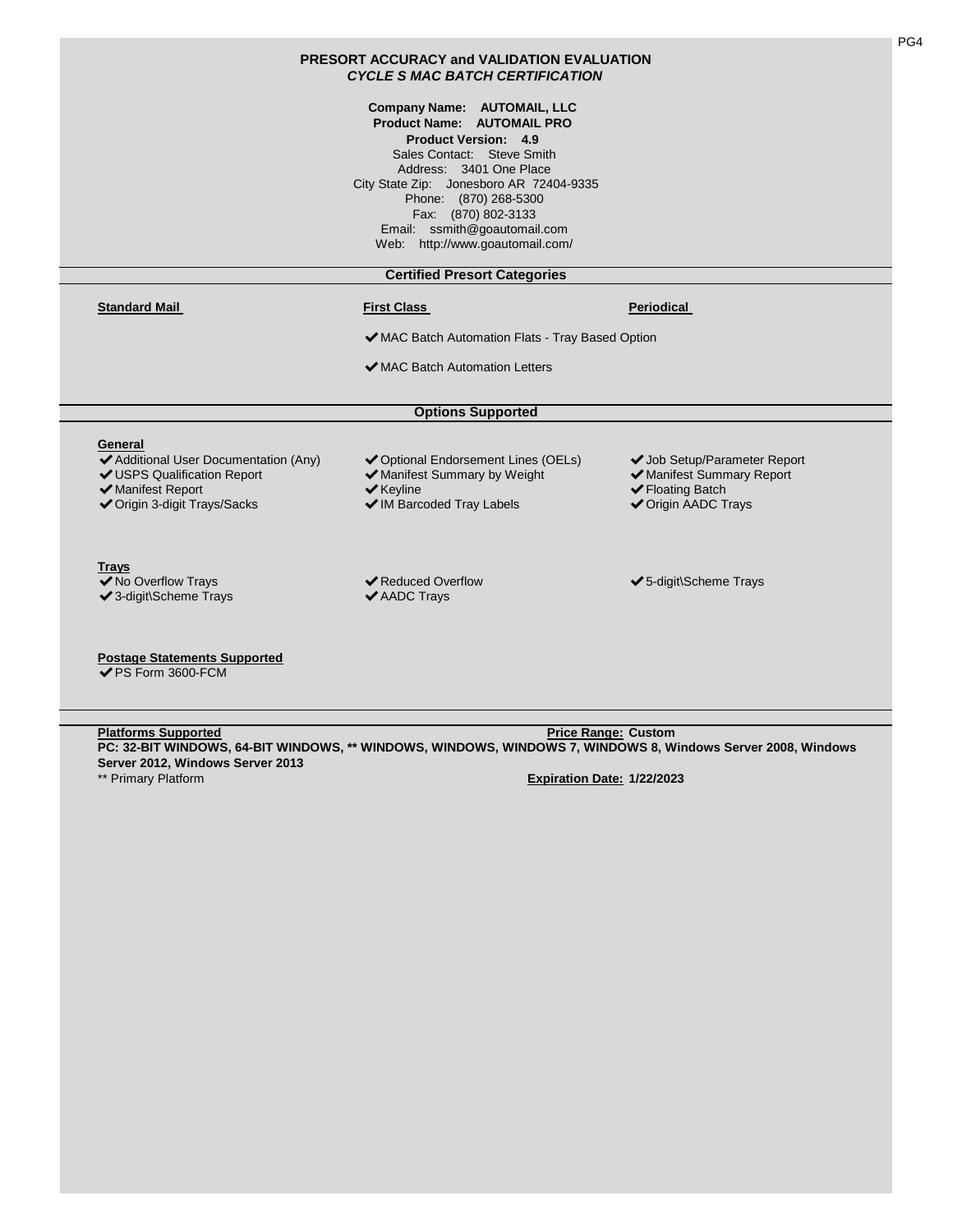# PRESORT ACCURACY and VALIDATION EVALUATION

***CYCLE S MAC BATCH CERTIFICATION***

**Company Name: AUTOMAIL, LLC**
**Product Name: AUTOMAIL PRO**
**Product Version: 4.9**
Sales Contact: Steve Smith
Address: 3401 One Place
City State Zip: Jonesboro AR 72404-9335
Phone: (870) 268-5300
Fax: (870) 802-3133
Email: ssmith@goautomail.com
Web: http://www.goautomail.com/

## Certified Presort Categories

| Standard Mail | First Class | Periodical |
|---|---|---|
| | ✔MAC Batch Automation Flats - Tray Based Option | |
| | ✔MAC Batch Automation Letters | |

## Options Supported

**General**

- ✔Additional User Documentation (Any)
- ✔USPS Qualification Report
- ✔Manifest Report
- ✔Origin 3-digit Trays/Sacks
- ✔Optional Endorsement Lines (OELs)
- ✔Manifest Summary by Weight
- ✔Keyline
- ✔IM Barcoded Tray Labels
- ✔Job Setup/Parameter Report
- ✔Manifest Summary Report
- ✔Floating Batch
- ✔Origin AADC Trays

**Trays**

- ✔No Overflow Trays
- ✔3-digit\Scheme Trays
- ✔Reduced Overflow
- ✔AADC Trays
- ✔5-digit\Scheme Trays

**Postage Statements Supported**

- ✔PS Form 3600-FCM

**Platforms Supported**

**Price Range: Custom**

**PC: 32-BIT WINDOWS, 64-BIT WINDOWS, ** WINDOWS, WINDOWS, WINDOWS 7, WINDOWS 8, Windows Server 2008, Windows Server 2012, Windows Server 2013**

** Primary Platform

**Expiration Date: 1/22/2023**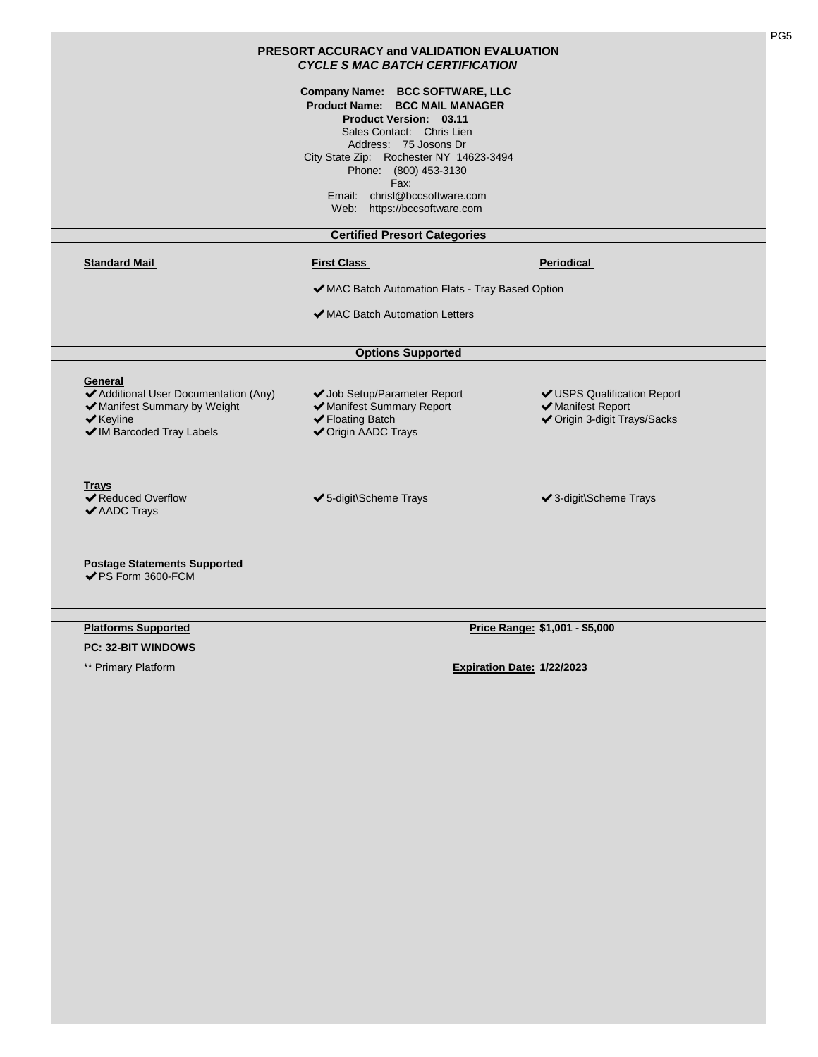## PRESORT ACCURACY and VALIDATION EVALUATION
### *CYCLE S MAC BATCH CERTIFICATION*

**Company Name: BCC SOFTWARE, LLC**
**Product Name: BCC MAIL MANAGER**
**Product Version: 03.11**
Sales Contact: Chris Lien
Address: 75 Josons Dr
City State Zip: Rochester NY 14623-3494
Phone: (800) 453-3130
Fax:
Email: chrisl@bccsoftware.com
Web: https://bccsoftware.com

### Certified Presort Categories

**Standard Mail**

**First Class**

- ✔ MAC Batch Automation Flats - Tray Based Option
- ✔ MAC Batch Automation Letters

**Periodical**

### Options Supported

**General**

- ✔ Additional User Documentation (Any)
- ✔ Manifest Summary by Weight
- ✔ Keyline
- ✔ IM Barcoded Tray Labels
- ✔ Job Setup/Parameter Report
- ✔ Manifest Summary Report
- ✔ Floating Batch
- ✔ Origin AADC Trays
- ✔ USPS Qualification Report
- ✔ Manifest Report
- ✔ Origin 3-digit Trays/Sacks

**Trays**

- ✔ Reduced Overflow
- ✔ AADC Trays
- ✔ 5-digit\Scheme Trays
- ✔ 3-digit\Scheme Trays

**Postage Statements Supported**

- ✔ PS Form 3600-FCM

**Platforms Supported**

**PC: 32-BIT WINDOWS**

** Primary Platform

**Price Range: $1,001 - $5,000**

**Expiration Date: 1/22/2023**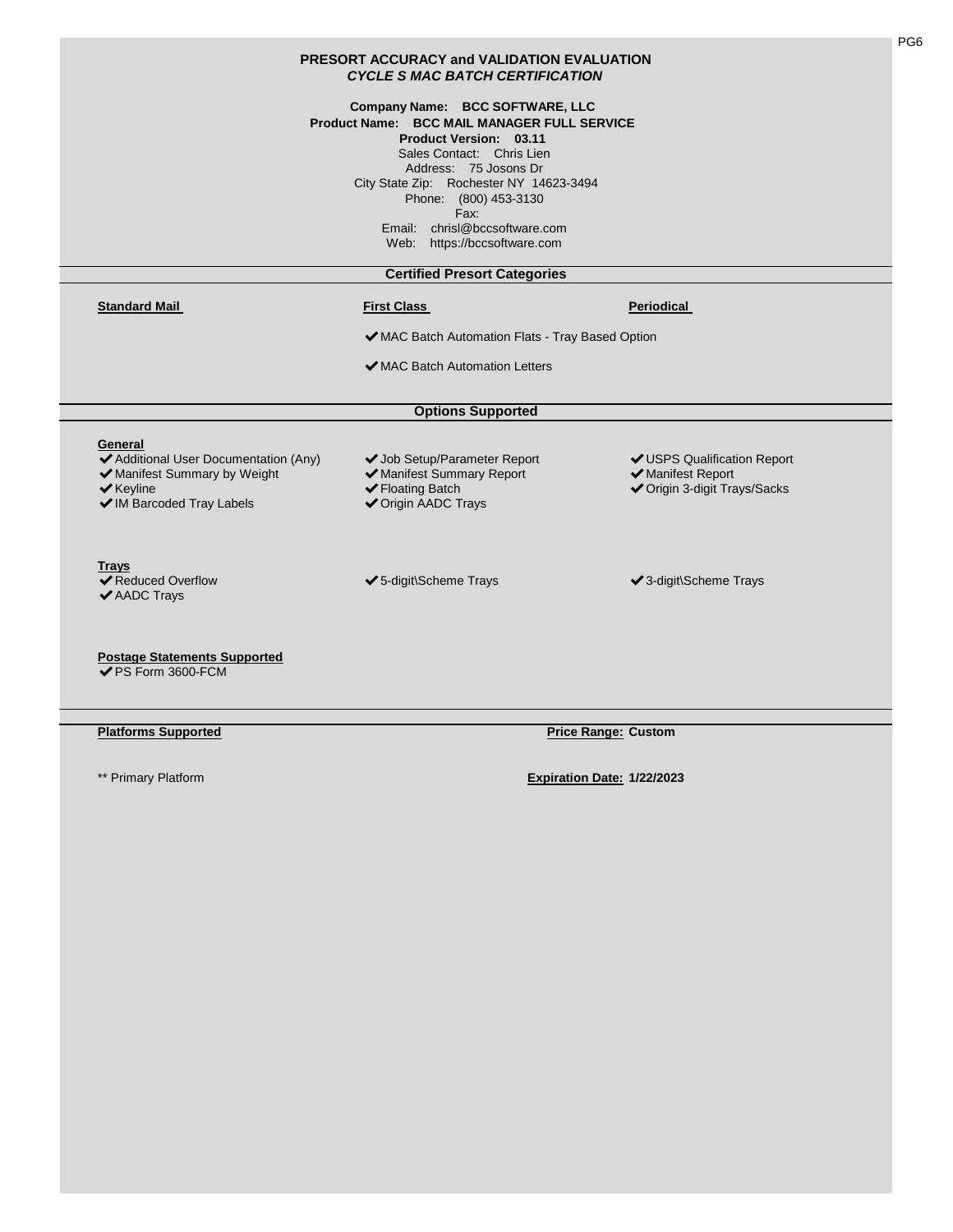# PRESORT ACCURACY and VALIDATION EVALUATION

## *CYCLE S MAC BATCH CERTIFICATION*

**Company Name: BCC SOFTWARE, LLC**
**Product Name: BCC MAIL MANAGER FULL SERVICE**
**Product Version: 03.11**
Sales Contact: Chris Lien
Address: 75 Josons Dr
City State Zip: Rochester NY 14623-3494
Phone: (800) 453-3130
Fax:
Email: chrisl@bccsoftware.com
Web: https://bccsoftware.com

### Certified Presort Categories

**Standard Mail**

**First Class**

- ✔ MAC Batch Automation Flats - Tray Based Option
- ✔ MAC Batch Automation Letters

**Periodical**

### Options Supported

**General**

- ✔ Additional User Documentation (Any)
- ✔ Manifest Summary by Weight
- ✔ Keyline
- ✔ IM Barcoded Tray Labels
- ✔ Job Setup/Parameter Report
- ✔ Manifest Summary Report
- ✔ Floating Batch
- ✔ Origin AADC Trays
- ✔ USPS Qualification Report
- ✔ Manifest Report
- ✔ Origin 3-digit Trays/Sacks

**Trays**

- ✔ Reduced Overflow
- ✔ AADC Trays
- ✔ 5-digit\Scheme Trays
- ✔ 3-digit\Scheme Trays

**Postage Statements Supported**

- ✔ PS Form 3600-FCM

**Platforms Supported**

**Price Range:** Custom

** Primary Platform

**Expiration Date:** 1/22/2023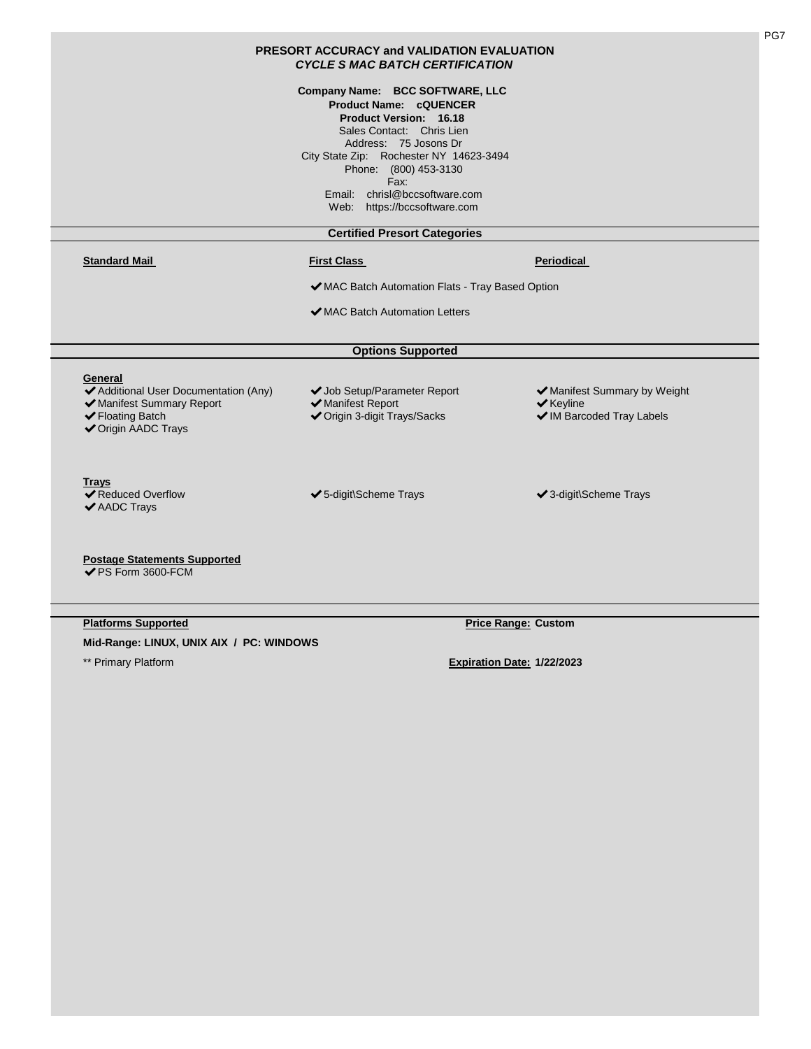# PRESORT ACCURACY and VALIDATION EVALUATION

## *CYCLE S MAC BATCH CERTIFICATION*

**Company Name: BCC SOFTWARE, LLC**
**Product Name: cQUENCER**
**Product Version: 16.18**
Sales Contact: Chris Lien
Address: 75 Josons Dr
City State Zip: Rochester NY 14623-3494
Phone: (800) 453-3130
Fax:
Email: chrisl@bccsoftware.com
Web: https://bccsoftware.com

### Certified Presort Categories

| **Standard Mail** | **First Class** | **Periodical** |
|---|---|---|
| | ✔MAC Batch Automation Flats - Tray Based Option | |
| | ✔MAC Batch Automation Letters | |

### Options Supported

**General**

- ✔Additional User Documentation (Any)
- ✔Manifest Summary Report
- ✔Floating Batch
- ✔Origin AADC Trays
- ✔Job Setup/Parameter Report
- ✔Manifest Report
- ✔Origin 3-digit Trays/Sacks
- ✔Manifest Summary by Weight
- ✔Keyline
- ✔IM Barcoded Tray Labels

**Trays**

- ✔Reduced Overflow
- ✔AADC Trays
- ✔5-digit\Scheme Trays
- ✔3-digit\Scheme Trays

**Postage Statements Supported**

- ✔PS Form 3600-FCM

**Platforms Supported**

**Mid-Range: LINUX, UNIX AIX / PC: WINDOWS**

** Primary Platform

**Price Range: Custom**

**Expiration Date: 1/22/2023**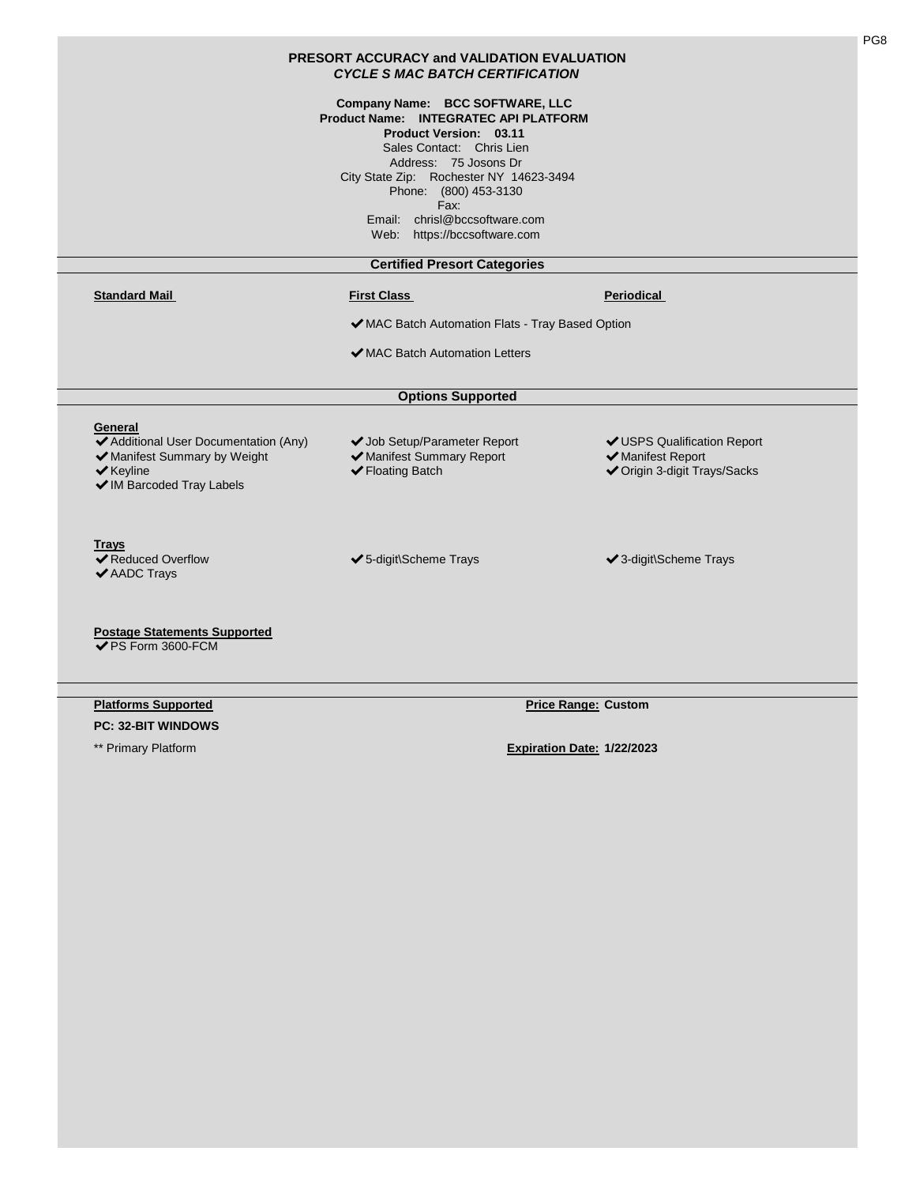**PRESORT ACCURACY and VALIDATION EVALUATION**
***CYCLE S MAC BATCH CERTIFICATION***

**Company Name: BCC SOFTWARE, LLC**
**Product Name: INTEGRATEC API PLATFORM**
**Product Version: 03.11**
Sales Contact: Chris Lien
Address: 75 Josons Dr
City State Zip: Rochester NY 14623-3494
Phone: (800) 453-3130
Fax:
Email: chrisl@bccsoftware.com
Web: https://bccsoftware.com

## Certified Presort Categories

**Standard Mail**

**First Class**

- ✔ MAC Batch Automation Flats - Tray Based Option
- ✔ MAC Batch Automation Letters

**Periodical**

## Options Supported

**General**

- ✔ Additional User Documentation (Any)
- ✔ Job Setup/Parameter Report
- ✔ USPS Qualification Report
- ✔ Manifest Summary by Weight
- ✔ Manifest Summary Report
- ✔ Manifest Report
- ✔ Keyline
- ✔ Floating Batch
- ✔ Origin 3-digit Trays/Sacks
- ✔ IM Barcoded Tray Labels

**Trays**

- ✔ Reduced Overflow
- ✔ 5-digit\Scheme Trays
- ✔ 3-digit\Scheme Trays
- ✔ AADC Trays

**Postage Statements Supported**

- ✔ PS Form 3600-FCM

**Platforms Supported**

**PC: 32-BIT WINDOWS**

** Primary Platform

**Price Range: Custom**

**Expiration Date: 1/22/2023**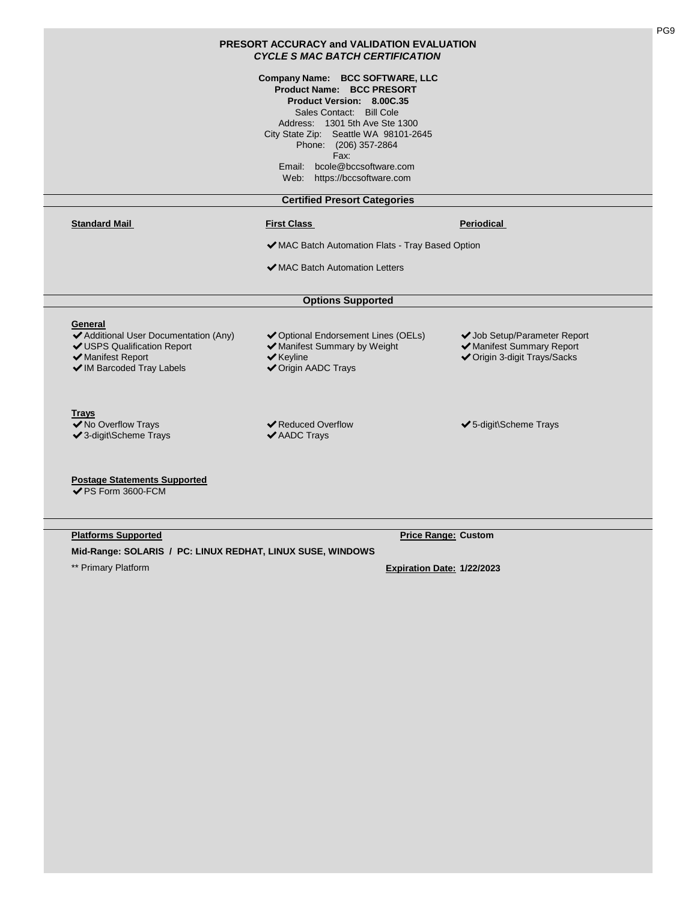# PRESORT ACCURACY and VALIDATION EVALUATION

## *CYCLE S MAC BATCH CERTIFICATION*

**Company Name: BCC SOFTWARE, LLC**
**Product Name: BCC PRESORT**
**Product Version: 8.00C.35**
Sales Contact: Bill Cole
Address: 1301 5th Ave Ste 1300
City State Zip: Seattle WA 98101-2645
Phone: (206) 357-2864
Fax:
Email: bcole@bccsoftware.com
Web: https://bccsoftware.com

## Certified Presort Categories

**Standard Mail**

**First Class**

- ✔ MAC Batch Automation Flats - Tray Based Option
- ✔ MAC Batch Automation Letters

**Periodical**

## Options Supported

**General**

- ✔ Additional User Documentation (Any)
- ✔ USPS Qualification Report
- ✔ Manifest Report
- ✔ IM Barcoded Tray Labels
- ✔ Optional Endorsement Lines (OELs)
- ✔ Manifest Summary by Weight
- ✔ Keyline
- ✔ Origin AADC Trays
- ✔ Job Setup/Parameter Report
- ✔ Manifest Summary Report
- ✔ Origin 3-digit Trays/Sacks

**Trays**

- ✔ No Overflow Trays
- ✔ 3-digit\Scheme Trays
- ✔ Reduced Overflow
- ✔ AADC Trays
- ✔ 5-digit\Scheme Trays

**Postage Statements Supported**

- ✔ PS Form 3600-FCM

**Platforms Supported**

**Mid-Range: SOLARIS / PC: LINUX REDHAT, LINUX SUSE, WINDOWS**

** Primary Platform

**Price Range: Custom**

**Expiration Date: 1/22/2023**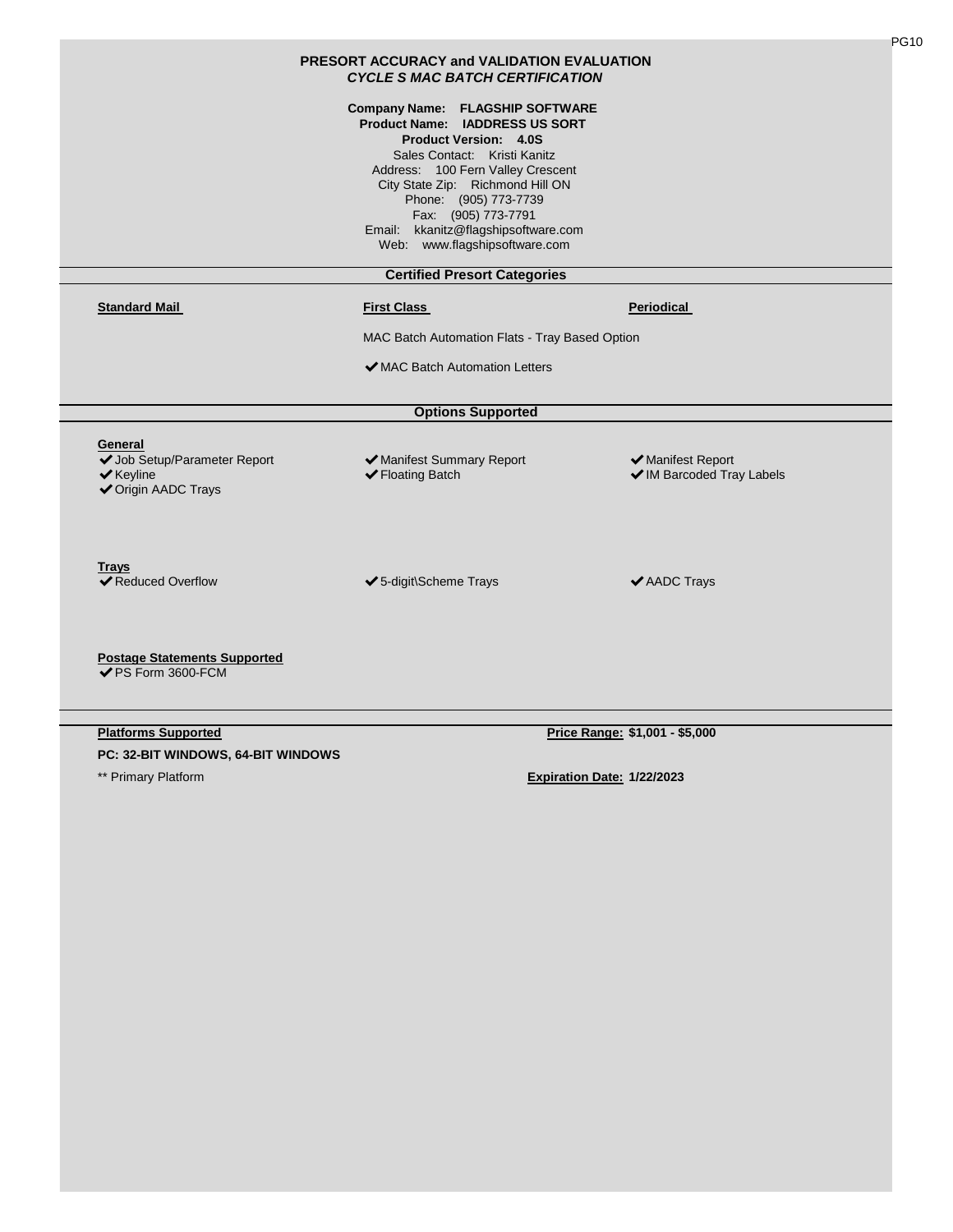# PRESORT ACCURACY and VALIDATION EVALUATION

## *CYCLE S MAC BATCH CERTIFICATION*

**Company Name: FLAGSHIP SOFTWARE**
**Product Name: IADDRESS US SORT**
**Product Version: 4.0S**
Sales Contact: Kristi Kanitz
Address: 100 Fern Valley Crescent
City State Zip: Richmond Hill ON
Phone: (905) 773-7739
Fax: (905) 773-7791
Email: kkanitz@flagshipsoftware.com
Web: www.flagshipsoftware.com

### Certified Presort Categories

**Standard Mail**

**First Class**

MAC Batch Automation Flats - Tray Based Option

✔ MAC Batch Automation Letters

**Periodical**

### Options Supported

**General**

- ✔ Job Setup/Parameter Report
- ✔ Keyline
- ✔ Origin AADC Trays
- ✔ Manifest Summary Report
- ✔ Floating Batch
- ✔ Manifest Report
- ✔ IM Barcoded Tray Labels

**Trays**

- ✔ Reduced Overflow
- ✔ 5-digit\Scheme Trays
- ✔ AADC Trays

**Postage Statements Supported**

- ✔ PS Form 3600-FCM

**Platforms Supported**

**PC: 32-BIT WINDOWS, 64-BIT WINDOWS**

** Primary Platform

**Price Range:** **$1,001 - $5,000**

**Expiration Date:** **1/22/2023**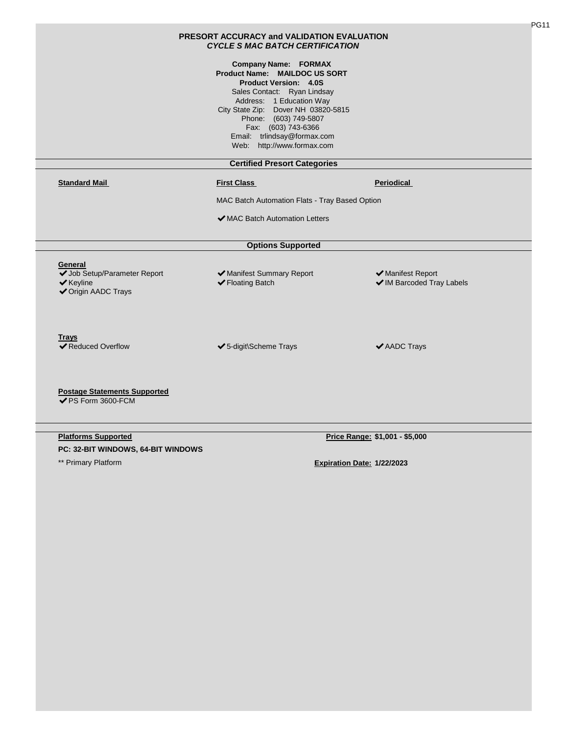## PRESORT ACCURACY and VALIDATION EVALUATION
### *CYCLE S MAC BATCH CERTIFICATION*

**Company Name: FORMAX**
**Product Name: MAILDOC US SORT**
**Product Version: 4.0S**
Sales Contact: Ryan Lindsay
Address: 1 Education Way
City State Zip: Dover NH 03820-5815
Phone: (603) 749-5807
Fax: (603) 743-6366
Email: trlindsay@formax.com
Web: http://www.formax.com

### Certified Presort Categories

| **Standard Mail** | **First Class** | **Periodical** |
|---|---|---|
| | MAC Batch Automation Flats - Tray Based Option | |
| | ✔ MAC Batch Automation Letters | |

### Options Supported

**General**

| | | |
|---|---|---|
| ✔ Job Setup/Parameter Report | ✔ Manifest Summary Report | ✔ Manifest Report |
| ✔ Keyline | ✔ Floating Batch | ✔ IM Barcoded Tray Labels |
| ✔ Origin AADC Trays | | |

**Trays**

| | | |
|---|---|---|
| ✔ Reduced Overflow | ✔ 5-digit\Scheme Trays | ✔ AADC Trays |

**Postage Statements Supported**

✔ PS Form 3600-FCM

**Platforms Supported**

**PC: 32-BIT WINDOWS, 64-BIT WINDOWS**

** Primary Platform

**Price Range: $1,001 - $5,000**

**Expiration Date: 1/22/2023**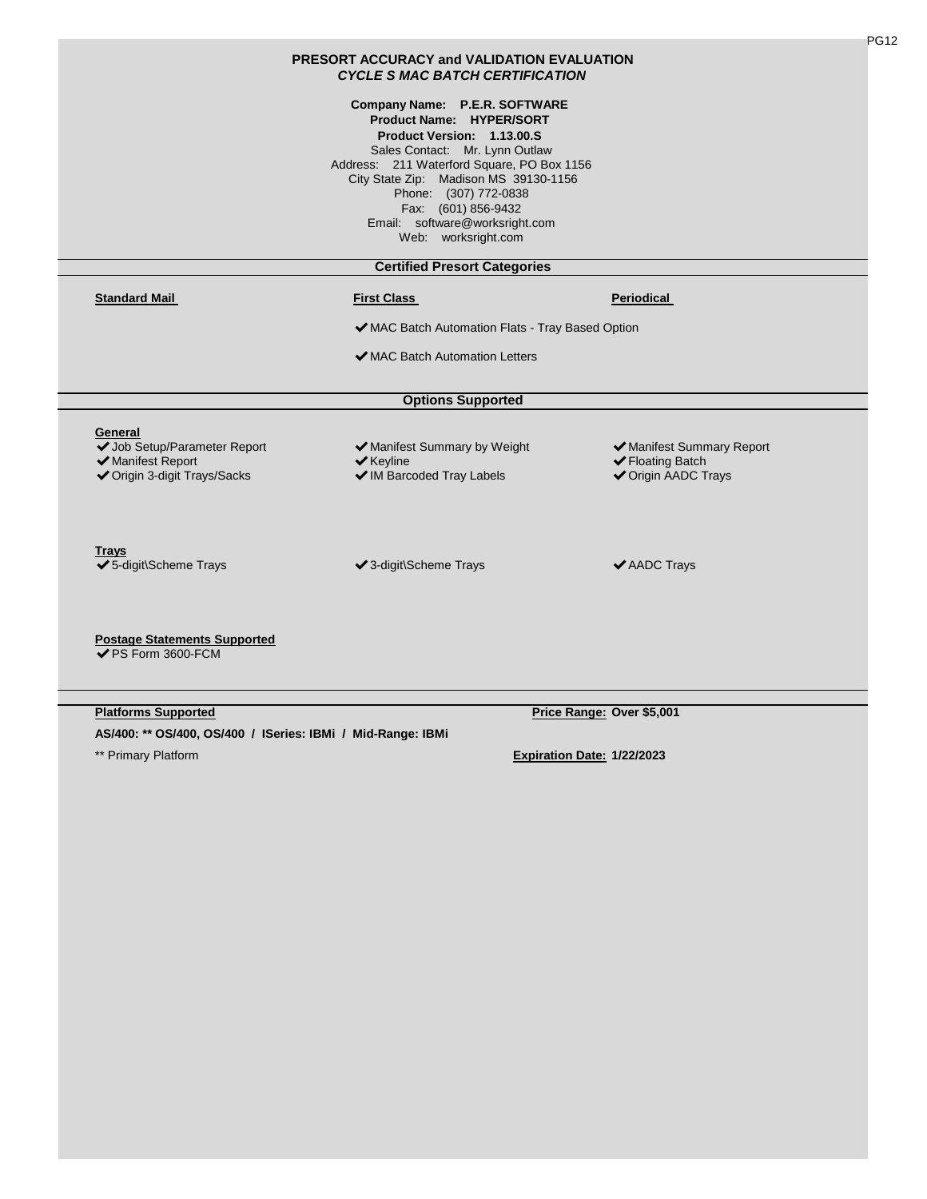# PRESORT ACCURACY and VALIDATION EVALUATION
## *CYCLE S MAC BATCH CERTIFICATION*

**Company Name: P.E.R. SOFTWARE**
**Product Name: HYPER/SORT**
**Product Version: 1.13.00.S**
Sales Contact: Mr. Lynn Outlaw
Address: 211 Waterford Square, PO Box 1156
City State Zip: Madison MS 39130-1156
Phone: (307) 772-0838
Fax: (601) 856-9432
Email: software@worksright.com
Web: worksright.com

### Certified Presort Categories

| Standard Mail | First Class | Periodical |
|---|---|---|
| | ✔ MAC Batch Automation Flats - Tray Based Option | |
| | ✔ MAC Batch Automation Letters | |

### Options Supported

**General**

| | | |
|---|---|---|
| ✔ Job Setup/Parameter Report | ✔ Manifest Summary by Weight | ✔ Manifest Summary Report |
| ✔ Manifest Report | ✔ Keyline | ✔ Floating Batch |
| ✔ Origin 3-digit Trays/Sacks | ✔ IM Barcoded Tray Labels | ✔ Origin AADC Trays |

**Trays**

| | | |
|---|---|---|
| ✔ 5-digit\Scheme Trays | ✔ 3-digit\Scheme Trays | ✔ AADC Trays |

**Postage Statements Supported**

✔ PS Form 3600-FCM

**Platforms Supported**

**AS/400: ** OS/400, OS/400 / ISeries: IBMi / Mid-Range: IBMi**

** Primary Platform

**Price Range:** Over $5,001

**Expiration Date:** 1/22/2023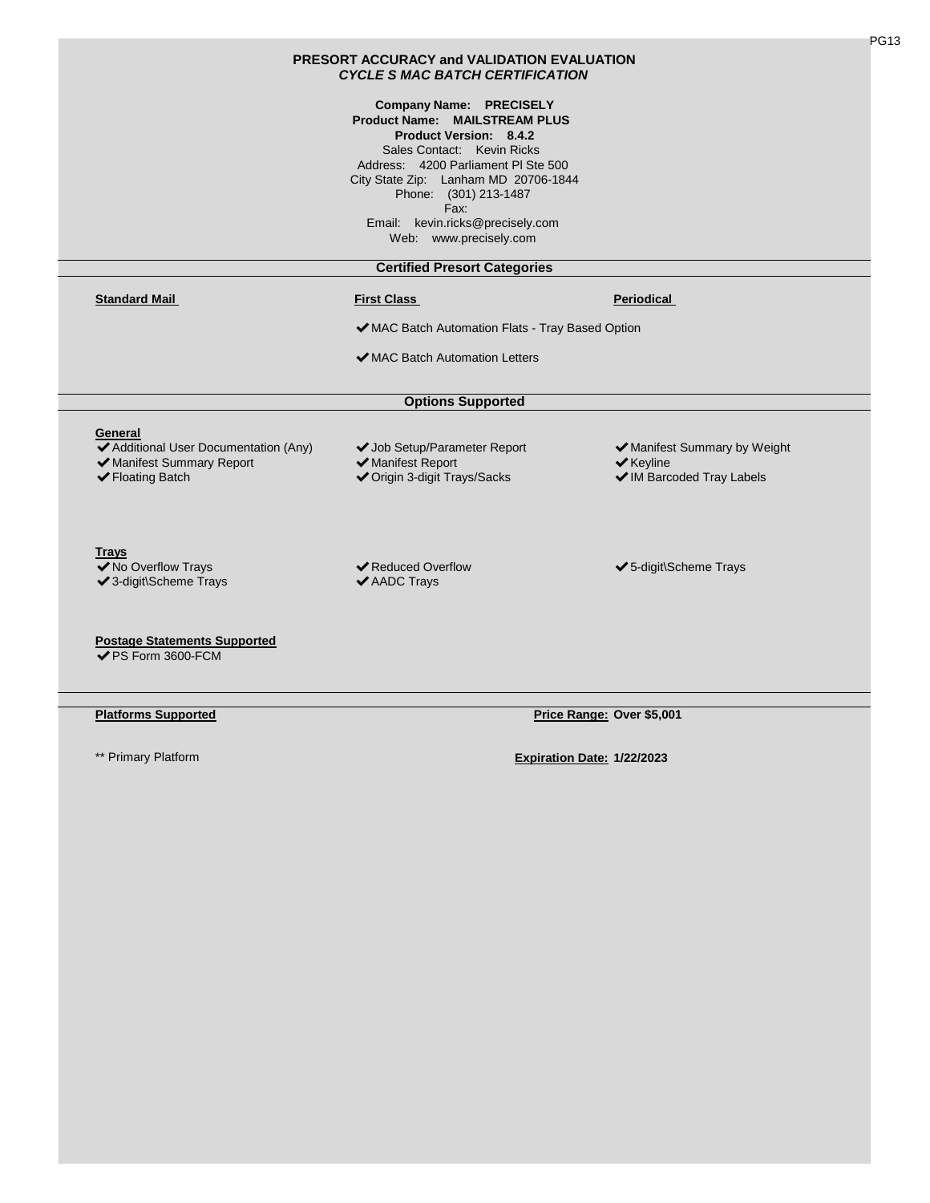**PRESORT ACCURACY and VALIDATION EVALUATION**
***CYCLE S MAC BATCH CERTIFICATION***

**Company Name: PRECISELY**
**Product Name: MAILSTREAM PLUS**
**Product Version: 8.4.2**
Sales Contact: Kevin Ricks
Address: 4200 Parliament Pl Ste 500
City State Zip: Lanham MD 20706-1844
Phone: (301) 213-1487
Fax:
Email: kevin.ricks@precisely.com
Web: www.precisely.com

## Certified Presort Categories

**Standard Mail**

**First Class**

- ✔ MAC Batch Automation Flats - Tray Based Option
- ✔ MAC Batch Automation Letters

**Periodical**

## Options Supported

**General**

- ✔ Additional User Documentation (Any)
- ✔ Manifest Summary Report
- ✔ Floating Batch
- ✔ Job Setup/Parameter Report
- ✔ Manifest Report
- ✔ Origin 3-digit Trays/Sacks
- ✔ Manifest Summary by Weight
- ✔ Keyline
- ✔ IM Barcoded Tray Labels

**Trays**

- ✔ No Overflow Trays
- ✔ 3-digit\Scheme Trays
- ✔ Reduced Overflow
- ✔ AADC Trays
- ✔ 5-digit\Scheme Trays

**Postage Statements Supported**

- ✔ PS Form 3600-FCM

**Platforms Supported**

** Primary Platform

**Price Range: Over $5,001**

**Expiration Date: 1/22/2023**